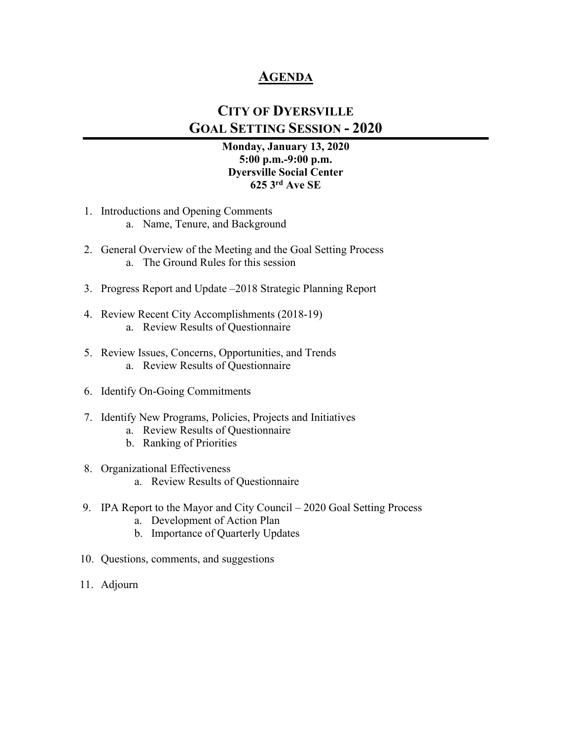# AGENDA

## CITY OF DYERSVILLE
## GOAL SETTING SESSION - 2020

**Monday, January 13, 2020**
**5:00 p.m.-9:00 p.m.**
**Dyersville Social Center**
**625 3rd Ave SE**

1. Introductions and Opening Comments
   a. Name, Tenure, and Background

2. General Overview of the Meeting and the Goal Setting Process
   a. The Ground Rules for this session

3. Progress Report and Update –2018 Strategic Planning Report

4. Review Recent City Accomplishments (2018-19)
   a. Review Results of Questionnaire

5. Review Issues, Concerns, Opportunities, and Trends
   a. Review Results of Questionnaire

6. Identify On-Going Commitments

7. Identify New Programs, Policies, Projects and Initiatives
   a. Review Results of Questionnaire
   b. Ranking of Priorities

8. Organizational Effectiveness
   a. Review Results of Questionnaire

9. IPA Report to the Mayor and City Council – 2020 Goal Setting Process
   a. Development of Action Plan
   b. Importance of Quarterly Updates

10. Questions, comments, and suggestions

11. Adjourn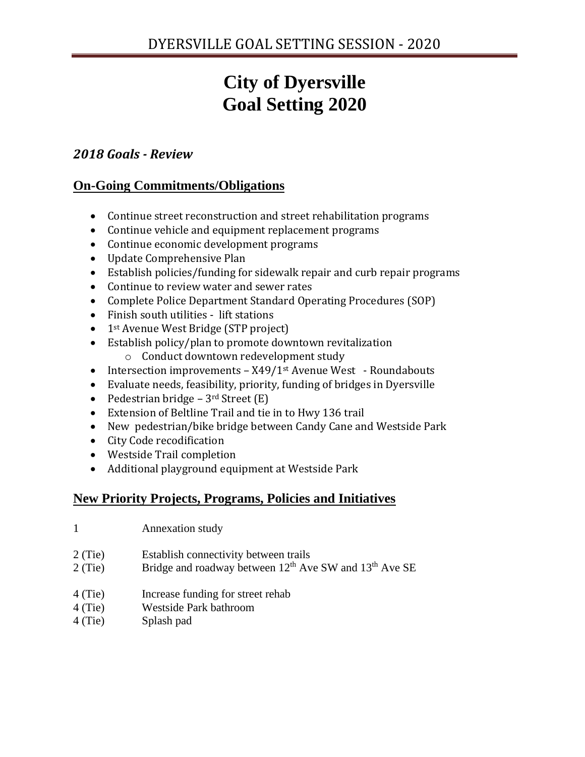# City of Dyersville
# Goal Setting 2020

### *2018 Goals - Review*

## On-Going Commitments/Obligations

- Continue street reconstruction and street rehabilitation programs
- Continue vehicle and equipment replacement programs
- Continue economic development programs
- Update Comprehensive Plan
- Establish policies/funding for sidewalk repair and curb repair programs
- Continue to review water and sewer rates
- Complete Police Department Standard Operating Procedures (SOP)
- Finish south utilities - lift stations
- 1st Avenue West Bridge (STP project)
- Establish policy/plan to promote downtown revitalization
  - Conduct downtown redevelopment study
- Intersection improvements – X49/1st Avenue West - Roundabouts
- Evaluate needs, feasibility, priority, funding of bridges in Dyersville
- Pedestrian bridge – 3rd Street (E)
- Extension of Beltline Trail and tie in to Hwy 136 trail
- New pedestrian/bike bridge between Candy Cane and Westside Park
- City Code recodification
- Westside Trail completion
- Additional playground equipment at Westside Park

## New Priority Projects, Programs, Policies and Initiatives

1 Annexation study

2 (Tie) Establish connectivity between trails
2 (Tie) Bridge and roadway between 12th Ave SW and 13th Ave SE

4 (Tie) Increase funding for street rehab
4 (Tie) Westside Park bathroom
4 (Tie) Splash pad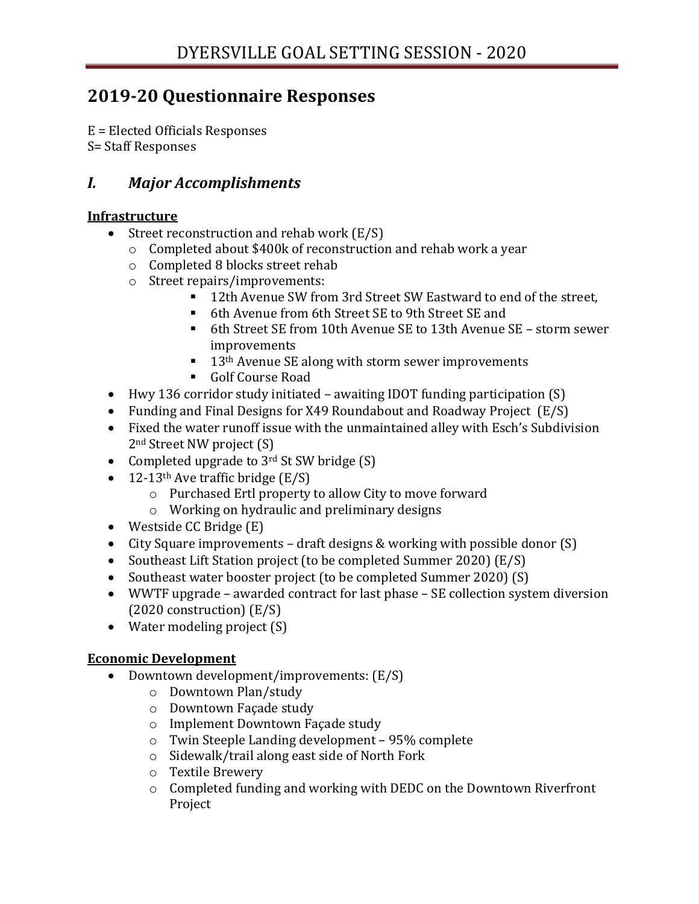# 2019-20 Questionnaire Responses

E = Elected Officials Responses
S= Staff Responses

## *I. Major Accomplishments*

**Infrastructure**

- Street reconstruction and rehab work (E/S)
  - Completed about $400k of reconstruction and rehab work a year
  - Completed 8 blocks street rehab
  - Street repairs/improvements:
    - 12th Avenue SW from 3rd Street SW Eastward to end of the street,
    - 6th Avenue from 6th Street SE to 9th Street SE and
    - 6th Street SE from 10th Avenue SE to 13th Avenue SE – storm sewer improvements
    - 13th Avenue SE along with storm sewer improvements
    - Golf Course Road
- Hwy 136 corridor study initiated – awaiting IDOT funding participation (S)
- Funding and Final Designs for X49 Roundabout and Roadway Project (E/S)
- Fixed the water runoff issue with the unmaintained alley with Esch's Subdivision 2nd Street NW project (S)
- Completed upgrade to 3rd St SW bridge (S)
- 12-13th Ave traffic bridge (E/S)
  - Purchased Ertl property to allow City to move forward
  - Working on hydraulic and preliminary designs
- Westside CC Bridge (E)
- City Square improvements – draft designs & working with possible donor (S)
- Southeast Lift Station project (to be completed Summer 2020) (E/S)
- Southeast water booster project (to be completed Summer 2020) (S)
- WWTF upgrade – awarded contract for last phase – SE collection system diversion (2020 construction) (E/S)
- Water modeling project (S)

**Economic Development**

- Downtown development/improvements: (E/S)
  - Downtown Plan/study
  - Downtown Façade study
  - Implement Downtown Façade study
  - Twin Steeple Landing development – 95% complete
  - Sidewalk/trail along east side of North Fork
  - Textile Brewery
  - Completed funding and working with DEDC on the Downtown Riverfront Project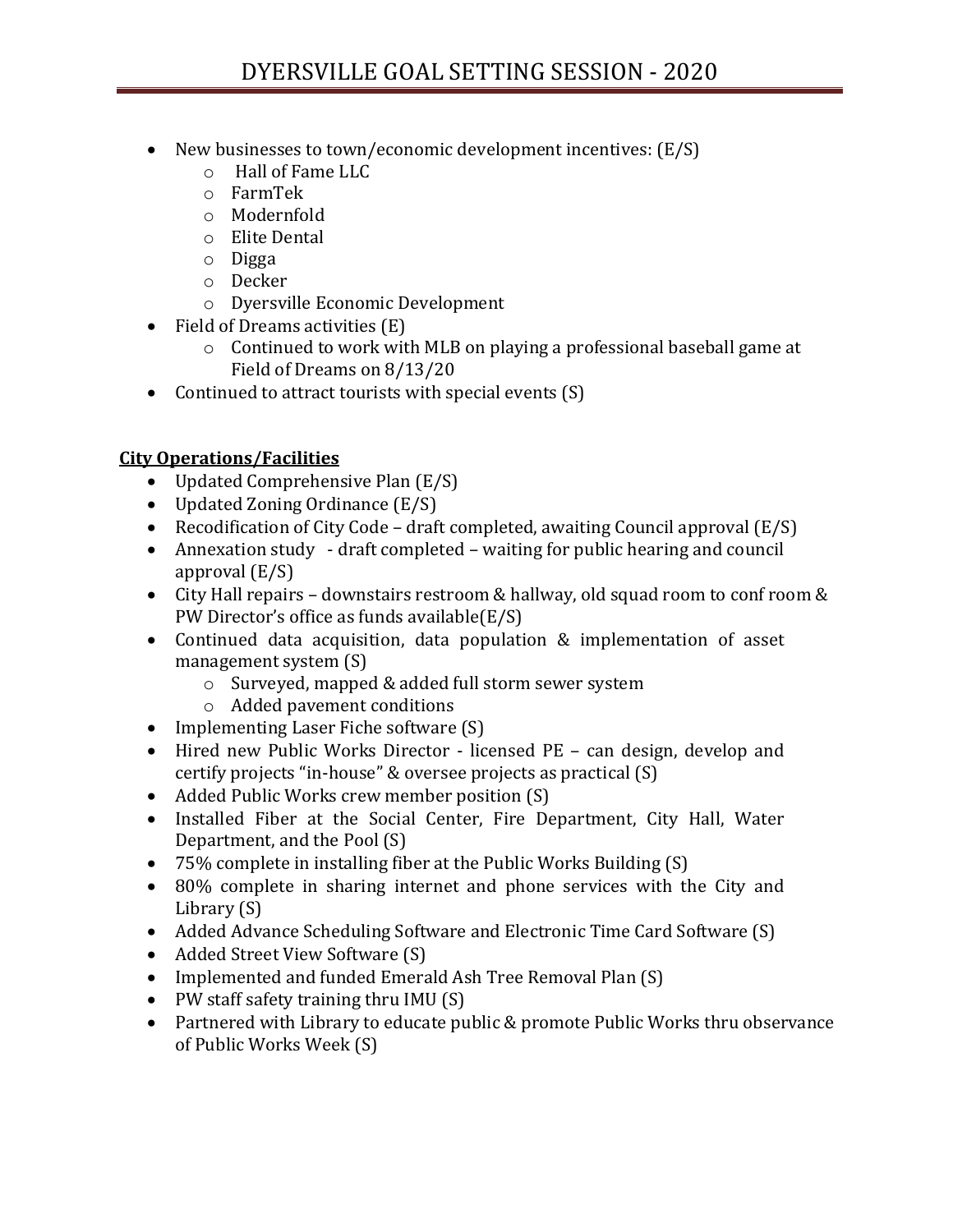- New businesses to town/economic development incentives: (E/S)
  - Hall of Fame LLC
  - FarmTek
  - Modernfold
  - Elite Dental
  - Digga
  - Decker
  - Dyersville Economic Development
- Field of Dreams activities (E)
  - Continued to work with MLB on playing a professional baseball game at Field of Dreams on 8/13/20
- Continued to attract tourists with special events (S)

**City Operations/Facilities**

- Updated Comprehensive Plan (E/S)
- Updated Zoning Ordinance (E/S)
- Recodification of City Code – draft completed, awaiting Council approval (E/S)
- Annexation study - draft completed – waiting for public hearing and council approval (E/S)
- City Hall repairs – downstairs restroom & hallway, old squad room to conf room & PW Director's office as funds available(E/S)
- Continued data acquisition, data population & implementation of asset management system (S)
  - Surveyed, mapped & added full storm sewer system
  - Added pavement conditions
- Implementing Laser Fiche software (S)
- Hired new Public Works Director - licensed PE – can design, develop and certify projects "in-house" & oversee projects as practical (S)
- Added Public Works crew member position (S)
- Installed Fiber at the Social Center, Fire Department, City Hall, Water Department, and the Pool (S)
- 75% complete in installing fiber at the Public Works Building (S)
- 80% complete in sharing internet and phone services with the City and Library (S)
- Added Advance Scheduling Software and Electronic Time Card Software (S)
- Added Street View Software (S)
- Implemented and funded Emerald Ash Tree Removal Plan (S)
- PW staff safety training thru IMU (S)
- Partnered with Library to educate public & promote Public Works thru observance of Public Works Week (S)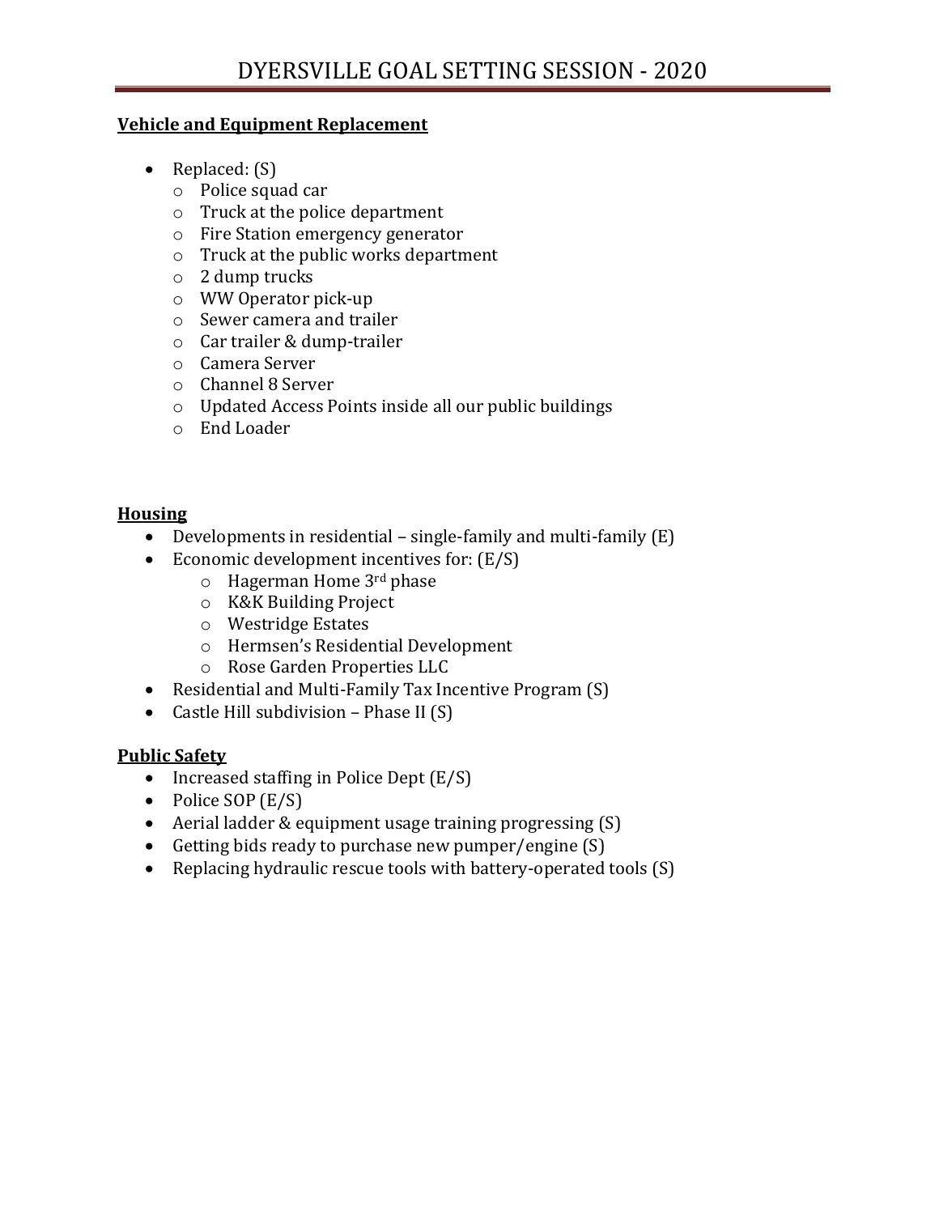**Vehicle and Equipment Replacement**

- Replaced: (S)
  - Police squad car
  - Truck at the police department
  - Fire Station emergency generator
  - Truck at the public works department
  - 2 dump trucks
  - WW Operator pick-up
  - Sewer camera and trailer
  - Car trailer & dump-trailer
  - Camera Server
  - Channel 8 Server
  - Updated Access Points inside all our public buildings
  - End Loader

**Housing**

- Developments in residential – single-family and multi-family (E)
- Economic development incentives for: (E/S)
  - Hagerman Home 3rd phase
  - K&K Building Project
  - Westridge Estates
  - Hermsen's Residential Development
  - Rose Garden Properties LLC
- Residential and Multi-Family Tax Incentive Program (S)
- Castle Hill subdivision – Phase II (S)

**Public Safety**

- Increased staffing in Police Dept (E/S)
- Police SOP (E/S)
- Aerial ladder & equipment usage training progressing (S)
- Getting bids ready to purchase new pumper/engine (S)
- Replacing hydraulic rescue tools with battery-operated tools (S)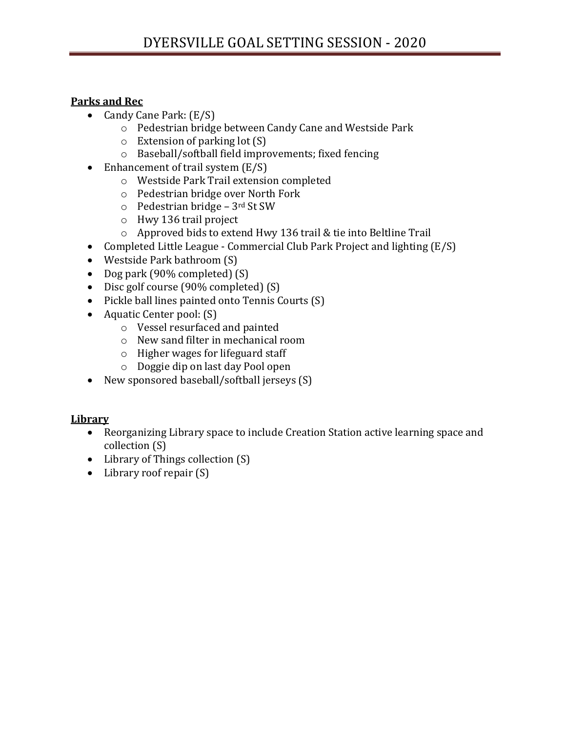**Parks and Rec**

- Candy Cane Park: (E/S)
  - Pedestrian bridge between Candy Cane and Westside Park
  - Extension of parking lot (S)
  - Baseball/softball field improvements; fixed fencing
- Enhancement of trail system (E/S)
  - Westside Park Trail extension completed
  - Pedestrian bridge over North Fork
  - Pedestrian bridge – 3rd St SW
  - Hwy 136 trail project
  - Approved bids to extend Hwy 136 trail & tie into Beltline Trail
- Completed Little League - Commercial Club Park Project and lighting (E/S)
- Westside Park bathroom (S)
- Dog park (90% completed) (S)
- Disc golf course (90% completed) (S)
- Pickle ball lines painted onto Tennis Courts (S)
- Aquatic Center pool: (S)
  - Vessel resurfaced and painted
  - New sand filter in mechanical room
  - Higher wages for lifeguard staff
  - Doggie dip on last day Pool open
- New sponsored baseball/softball jerseys (S)

**Library**

- Reorganizing Library space to include Creation Station active learning space and collection (S)
- Library of Things collection (S)
- Library roof repair (S)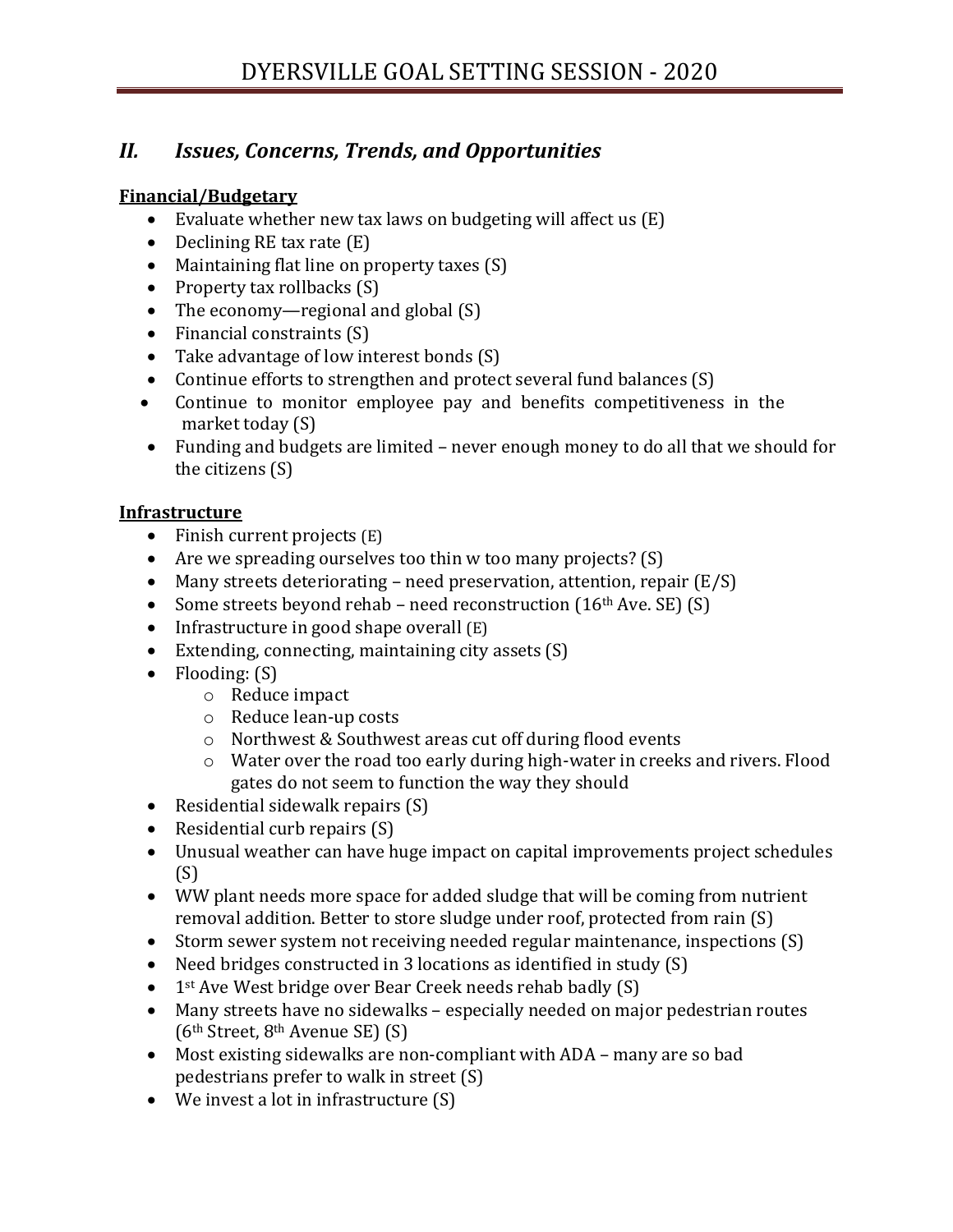## II. *Issues, Concerns, Trends, and Opportunities*

**Financial/Budgetary**

- Evaluate whether new tax laws on budgeting will affect us (E)
- Declining RE tax rate (E)
- Maintaining flat line on property taxes (S)
- Property tax rollbacks (S)
- The economy—regional and global (S)
- Financial constraints (S)
- Take advantage of low interest bonds (S)
- Continue efforts to strengthen and protect several fund balances (S)
- Continue to monitor employee pay and benefits competitiveness in the market today (S)
- Funding and budgets are limited – never enough money to do all that we should for the citizens (S)

**Infrastructure**

- Finish current projects (E)
- Are we spreading ourselves too thin w too many projects? (S)
- Many streets deteriorating – need preservation, attention, repair (E/S)
- Some streets beyond rehab – need reconstruction (16th Ave. SE) (S)
- Infrastructure in good shape overall (E)
- Extending, connecting, maintaining city assets (S)
- Flooding: (S)
  - Reduce impact
  - Reduce lean-up costs
  - Northwest & Southwest areas cut off during flood events
  - Water over the road too early during high-water in creeks and rivers. Flood gates do not seem to function the way they should
- Residential sidewalk repairs (S)
- Residential curb repairs (S)
- Unusual weather can have huge impact on capital improvements project schedules (S)
- WW plant needs more space for added sludge that will be coming from nutrient removal addition. Better to store sludge under roof, protected from rain (S)
- Storm sewer system not receiving needed regular maintenance, inspections (S)
- Need bridges constructed in 3 locations as identified in study (S)
- 1st Ave West bridge over Bear Creek needs rehab badly (S)
- Many streets have no sidewalks – especially needed on major pedestrian routes (6th Street, 8th Avenue SE) (S)
- Most existing sidewalks are non-compliant with ADA – many are so bad pedestrians prefer to walk in street (S)
- We invest a lot in infrastructure (S)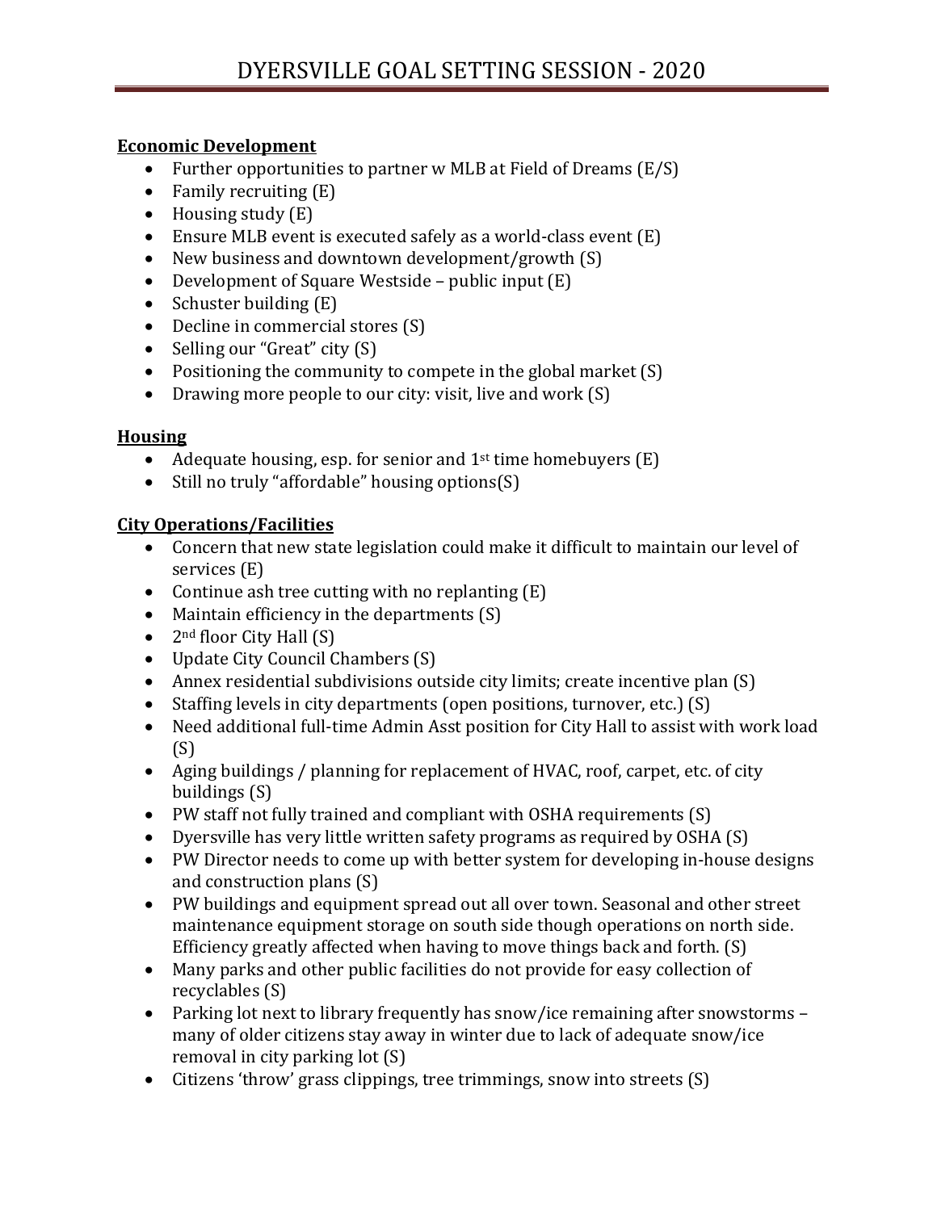# DYERSVILLE GOAL SETTING SESSION - 2020

**Economic Development**

- Further opportunities to partner w MLB at Field of Dreams (E/S)
- Family recruiting (E)
- Housing study (E)
- Ensure MLB event is executed safely as a world-class event (E)
- New business and downtown development/growth (S)
- Development of Square Westside – public input (E)
- Schuster building (E)
- Decline in commercial stores (S)
- Selling our "Great" city (S)
- Positioning the community to compete in the global market (S)
- Drawing more people to our city: visit, live and work (S)

**Housing**

- Adequate housing, esp. for senior and 1st time homebuyers (E)
- Still no truly "affordable" housing options(S)

**City Operations/Facilities**

- Concern that new state legislation could make it difficult to maintain our level of services (E)
- Continue ash tree cutting with no replanting (E)
- Maintain efficiency in the departments (S)
- 2nd floor City Hall (S)
- Update City Council Chambers (S)
- Annex residential subdivisions outside city limits; create incentive plan (S)
- Staffing levels in city departments (open positions, turnover, etc.) (S)
- Need additional full-time Admin Asst position for City Hall to assist with work load (S)
- Aging buildings / planning for replacement of HVAC, roof, carpet, etc. of city buildings (S)
- PW staff not fully trained and compliant with OSHA requirements (S)
- Dyersville has very little written safety programs as required by OSHA (S)
- PW Director needs to come up with better system for developing in-house designs and construction plans (S)
- PW buildings and equipment spread out all over town. Seasonal and other street maintenance equipment storage on south side though operations on north side. Efficiency greatly affected when having to move things back and forth. (S)
- Many parks and other public facilities do not provide for easy collection of recyclables (S)
- Parking lot next to library frequently has snow/ice remaining after snowstorms – many of older citizens stay away in winter due to lack of adequate snow/ice removal in city parking lot (S)
- Citizens 'throw' grass clippings, tree trimmings, snow into streets (S)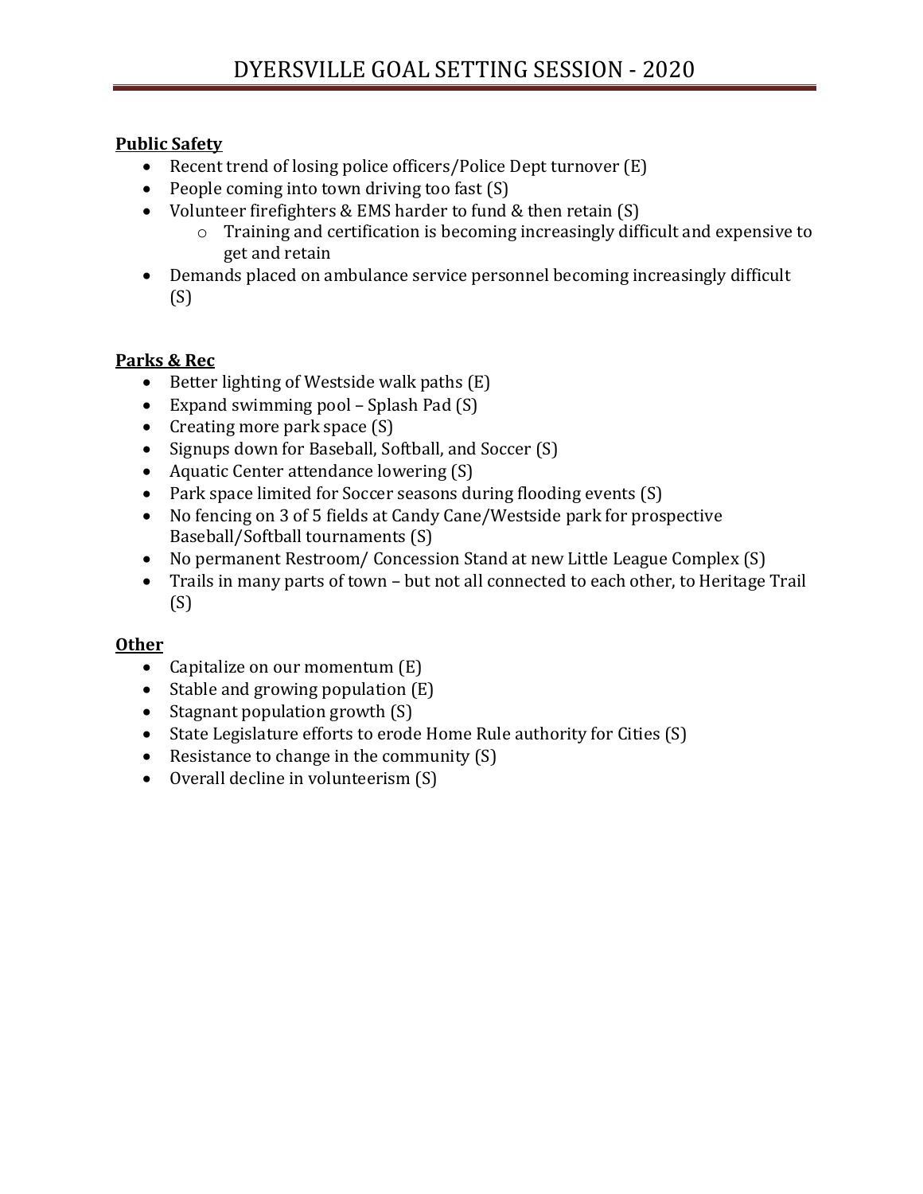**Public Safety**

- Recent trend of losing police officers/Police Dept turnover (E)
- People coming into town driving too fast (S)
- Volunteer firefighters & EMS harder to fund & then retain (S)
    - Training and certification is becoming increasingly difficult and expensive to get and retain
- Demands placed on ambulance service personnel becoming increasingly difficult (S)

**Parks & Rec**

- Better lighting of Westside walk paths (E)
- Expand swimming pool – Splash Pad (S)
- Creating more park space (S)
- Signups down for Baseball, Softball, and Soccer (S)
- Aquatic Center attendance lowering (S)
- Park space limited for Soccer seasons during flooding events (S)
- No fencing on 3 of 5 fields at Candy Cane/Westside park for prospective Baseball/Softball tournaments (S)
- No permanent Restroom/ Concession Stand at new Little League Complex (S)
- Trails in many parts of town – but not all connected to each other, to Heritage Trail (S)

**Other**

- Capitalize on our momentum (E)
- Stable and growing population (E)
- Stagnant population growth (S)
- State Legislature efforts to erode Home Rule authority for Cities (S)
- Resistance to change in the community (S)
- Overall decline in volunteerism (S)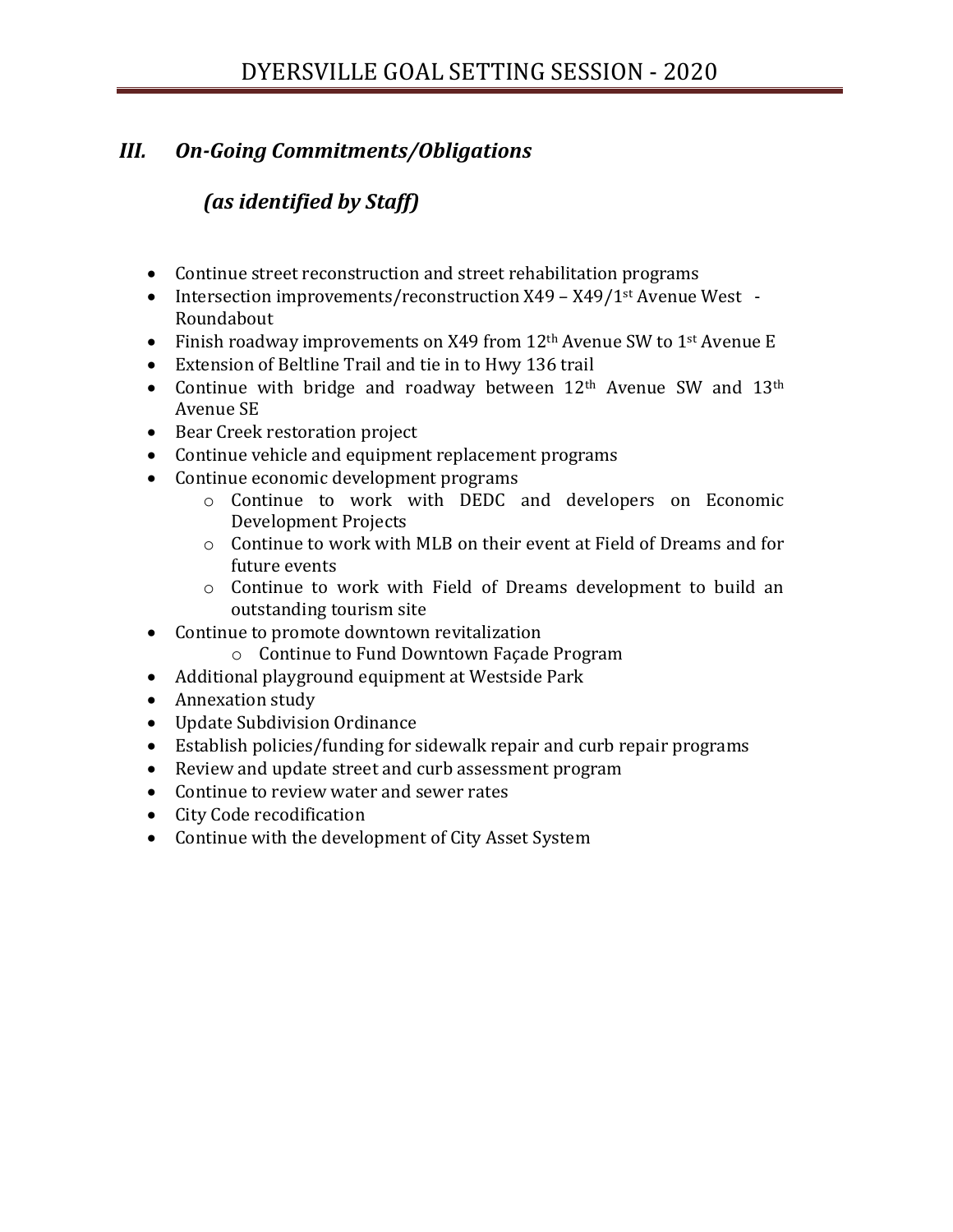## *III. On-Going Commitments/Obligations*

## *(as identified by Staff)*

- Continue street reconstruction and street rehabilitation programs
- Intersection improvements/reconstruction X49 – X49/1st Avenue West - Roundabout
- Finish roadway improvements on X49 from 12th Avenue SW to 1st Avenue E
- Extension of Beltline Trail and tie in to Hwy 136 trail
- Continue with bridge and roadway between 12th Avenue SW and 13th Avenue SE
- Bear Creek restoration project
- Continue vehicle and equipment replacement programs
- Continue economic development programs
  - Continue to work with DEDC and developers on Economic Development Projects
  - Continue to work with MLB on their event at Field of Dreams and for future events
  - Continue to work with Field of Dreams development to build an outstanding tourism site
- Continue to promote downtown revitalization
  - Continue to Fund Downtown Façade Program
- Additional playground equipment at Westside Park
- Annexation study
- Update Subdivision Ordinance
- Establish policies/funding for sidewalk repair and curb repair programs
- Review and update street and curb assessment program
- Continue to review water and sewer rates
- City Code recodification
- Continue with the development of City Asset System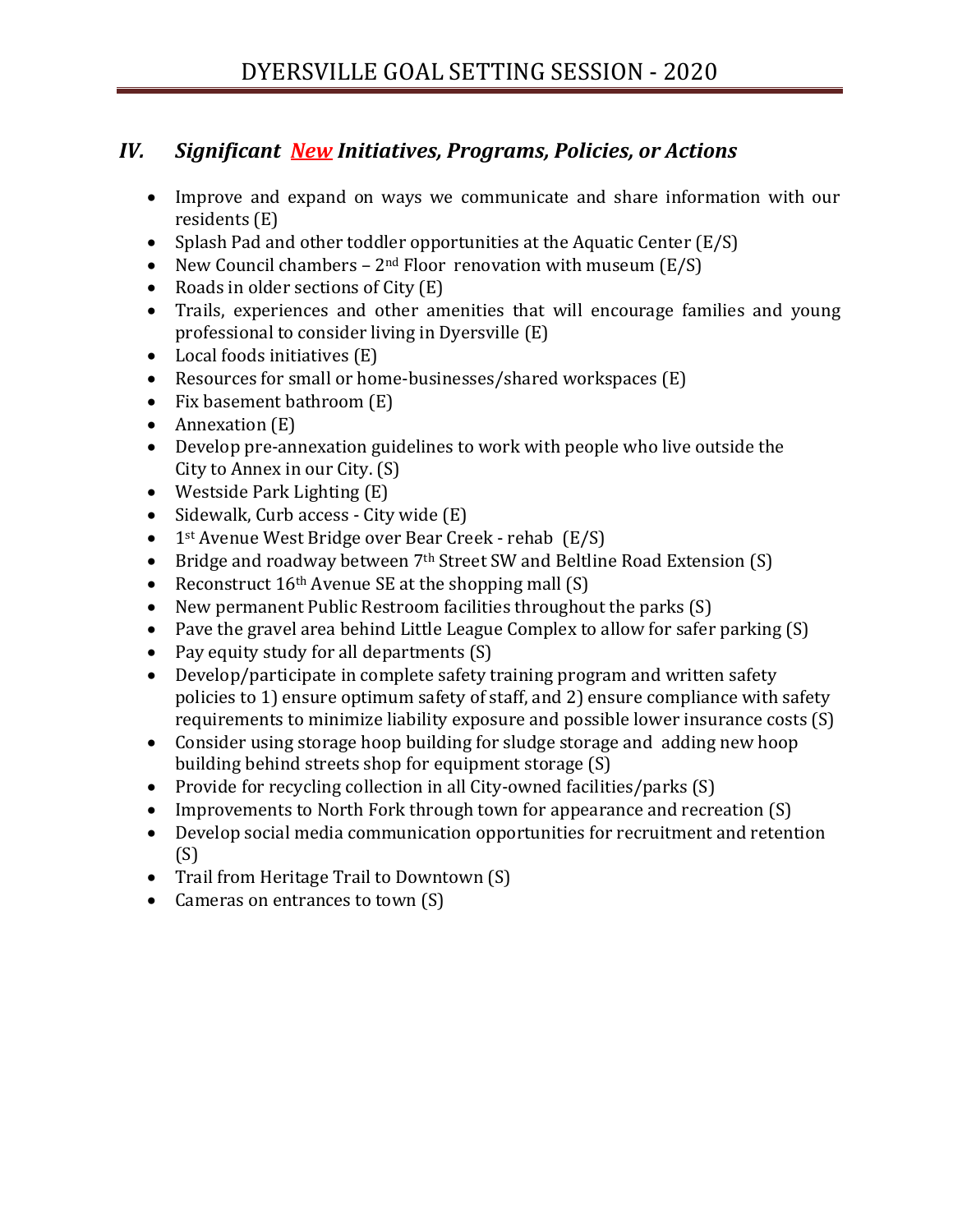## IV. *Significant <u>New</u> Initiatives, Programs, Policies, or Actions*

- Improve and expand on ways we communicate and share information with our residents (E)
- Splash Pad and other toddler opportunities at the Aquatic Center (E/S)
- New Council chambers – 2nd Floor renovation with museum (E/S)
- Roads in older sections of City (E)
- Trails, experiences and other amenities that will encourage families and young professional to consider living in Dyersville (E)
- Local foods initiatives (E)
- Resources for small or home-businesses/shared workspaces (E)
- Fix basement bathroom (E)
- Annexation (E)
- Develop pre-annexation guidelines to work with people who live outside the City to Annex in our City. (S)
- Westside Park Lighting (E)
- Sidewalk, Curb access - City wide (E)
- 1st Avenue West Bridge over Bear Creek - rehab (E/S)
- Bridge and roadway between 7th Street SW and Beltline Road Extension (S)
- Reconstruct 16th Avenue SE at the shopping mall (S)
- New permanent Public Restroom facilities throughout the parks (S)
- Pave the gravel area behind Little League Complex to allow for safer parking (S)
- Pay equity study for all departments (S)
- Develop/participate in complete safety training program and written safety policies to 1) ensure optimum safety of staff, and 2) ensure compliance with safety requirements to minimize liability exposure and possible lower insurance costs (S)
- Consider using storage hoop building for sludge storage and adding new hoop building behind streets shop for equipment storage (S)
- Provide for recycling collection in all City-owned facilities/parks (S)
- Improvements to North Fork through town for appearance and recreation (S)
- Develop social media communication opportunities for recruitment and retention (S)
- Trail from Heritage Trail to Downtown (S)
- Cameras on entrances to town (S)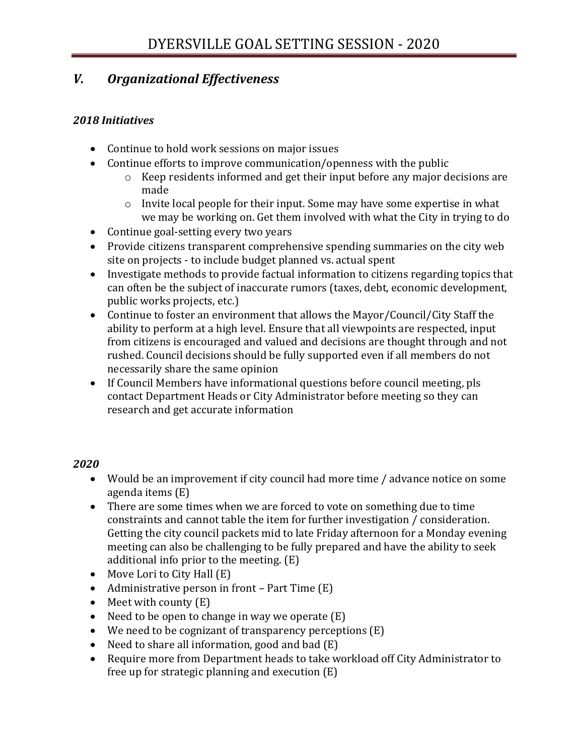## V. *Organizational Effectiveness*

### *2018 Initiatives*

- Continue to hold work sessions on major issues
- Continue efforts to improve communication/openness with the public
    - Keep residents informed and get their input before any major decisions are made
    - Invite local people for their input. Some may have some expertise in what we may be working on. Get them involved with what the City in trying to do
- Continue goal-setting every two years
- Provide citizens transparent comprehensive spending summaries on the city web site on projects - to include budget planned vs. actual spent
- Investigate methods to provide factual information to citizens regarding topics that can often be the subject of inaccurate rumors (taxes, debt, economic development, public works projects, etc.)
- Continue to foster an environment that allows the Mayor/Council/City Staff the ability to perform at a high level. Ensure that all viewpoints are respected, input from citizens is encouraged and valued and decisions are thought through and not rushed. Council decisions should be fully supported even if all members do not necessarily share the same opinion
- If Council Members have informational questions before council meeting, pls contact Department Heads or City Administrator before meeting so they can research and get accurate information

### *2020*

- Would be an improvement if city council had more time / advance notice on some agenda items (E)
- There are some times when we are forced to vote on something due to time constraints and cannot table the item for further investigation / consideration. Getting the city council packets mid to late Friday afternoon for a Monday evening meeting can also be challenging to be fully prepared and have the ability to seek additional info prior to the meeting. (E)
- Move Lori to City Hall (E)
- Administrative person in front – Part Time (E)
- Meet with county (E)
- Need to be open to change in way we operate (E)
- We need to be cognizant of transparency perceptions (E)
- Need to share all information, good and bad (E)
- Require more from Department heads to take workload off City Administrator to free up for strategic planning and execution (E)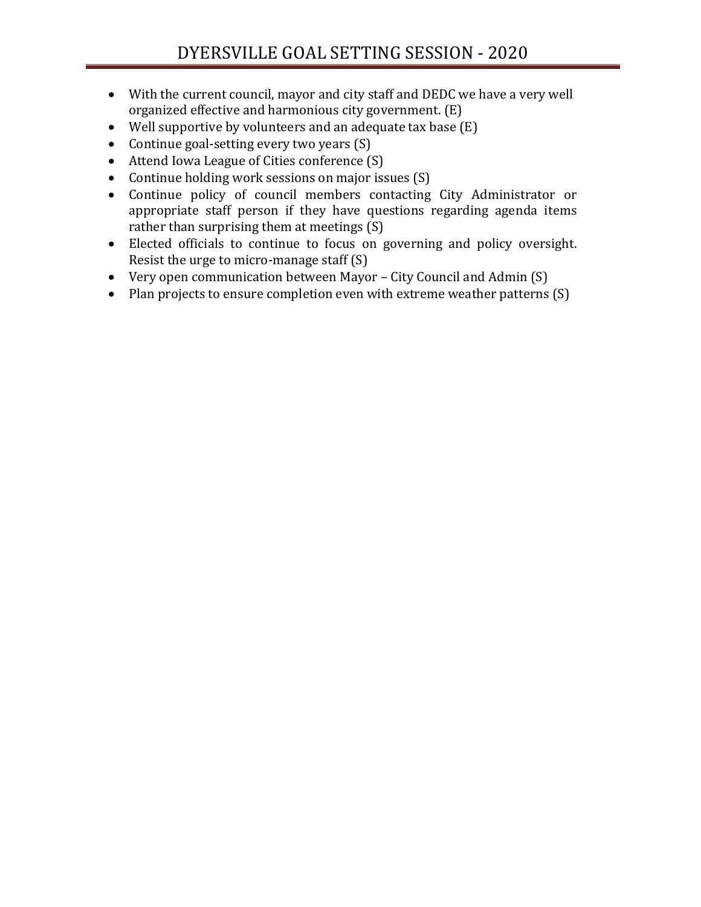- With the current council, mayor and city staff and DEDC we have a very well organized effective and harmonious city government. (E)
- Well supportive by volunteers and an adequate tax base (E)
- Continue goal-setting every two years (S)
- Attend Iowa League of Cities conference (S)
- Continue holding work sessions on major issues (S)
- Continue policy of council members contacting City Administrator or appropriate staff person if they have questions regarding agenda items rather than surprising them at meetings (S)
- Elected officials to continue to focus on governing and policy oversight. Resist the urge to micro-manage staff (S)
- Very open communication between Mayor – City Council and Admin (S)
- Plan projects to ensure completion even with extreme weather patterns (S)